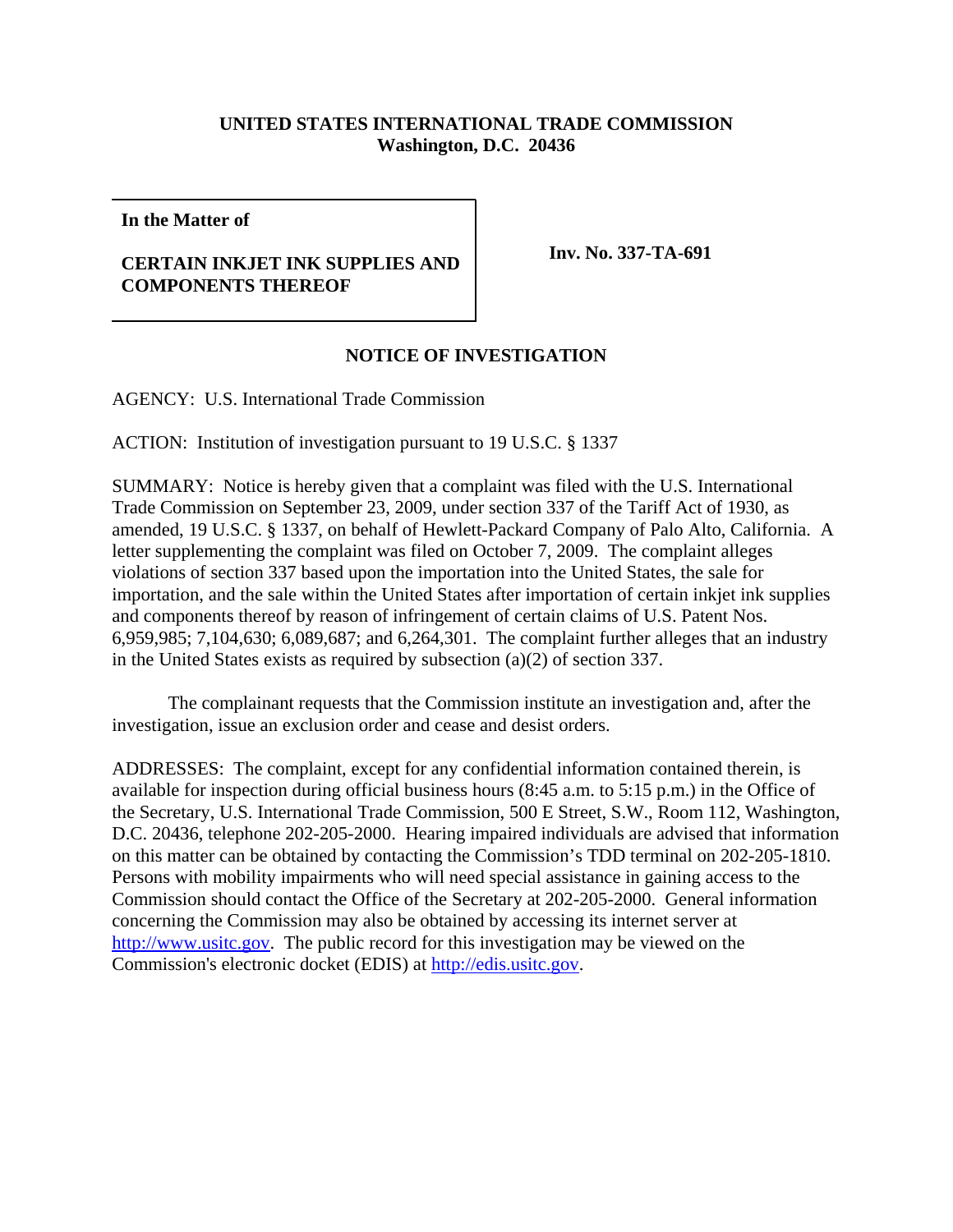**UNITED STATES INTERNATIONAL TRADE COMMISSION**
**Washington, D.C. 20436**

| **In the Matter of**<br><br>**CERTAIN INKJET INK SUPPLIES AND COMPONENTS THEREOF** | **Inv. No. 337-TA-691** |
|---|---|

## NOTICE OF INVESTIGATION

AGENCY: U.S. International Trade Commission

ACTION: Institution of investigation pursuant to 19 U.S.C. § 1337

SUMMARY: Notice is hereby given that a complaint was filed with the U.S. International Trade Commission on September 23, 2009, under section 337 of the Tariff Act of 1930, as amended, 19 U.S.C. § 1337, on behalf of Hewlett-Packard Company of Palo Alto, California. A letter supplementing the complaint was filed on October 7, 2009. The complaint alleges violations of section 337 based upon the importation into the United States, the sale for importation, and the sale within the United States after importation of certain inkjet ink supplies and components thereof by reason of infringement of certain claims of U.S. Patent Nos. 6,959,985; 7,104,630; 6,089,687; and 6,264,301. The complaint further alleges that an industry in the United States exists as required by subsection (a)(2) of section 337.

The complainant requests that the Commission institute an investigation and, after the investigation, issue an exclusion order and cease and desist orders.

ADDRESSES: The complaint, except for any confidential information contained therein, is available for inspection during official business hours (8:45 a.m. to 5:15 p.m.) in the Office of the Secretary, U.S. International Trade Commission, 500 E Street, S.W., Room 112, Washington, D.C. 20436, telephone 202-205-2000. Hearing impaired individuals are advised that information on this matter can be obtained by contacting the Commission's TDD terminal on 202-205-1810. Persons with mobility impairments who will need special assistance in gaining access to the Commission should contact the Office of the Secretary at 202-205-2000. General information concerning the Commission may also be obtained by accessing its internet server at http://www.usitc.gov. The public record for this investigation may be viewed on the Commission's electronic docket (EDIS) at http://edis.usitc.gov.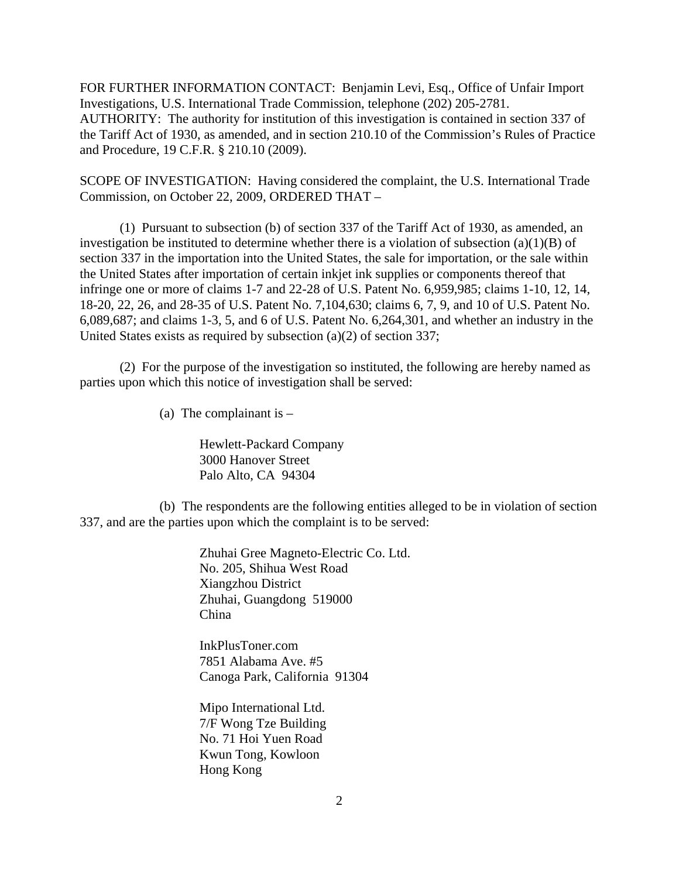FOR FURTHER INFORMATION CONTACT: Benjamin Levi, Esq., Office of Unfair Import Investigations, U.S. International Trade Commission, telephone (202) 205-2781.
AUTHORITY: The authority for institution of this investigation is contained in section 337 of the Tariff Act of 1930, as amended, and in section 210.10 of the Commission's Rules of Practice and Procedure, 19 C.F.R. § 210.10 (2009).

SCOPE OF INVESTIGATION: Having considered the complaint, the U.S. International Trade Commission, on October 22, 2009, ORDERED THAT –

(1) Pursuant to subsection (b) of section 337 of the Tariff Act of 1930, as amended, an investigation be instituted to determine whether there is a violation of subsection (a)(1)(B) of section 337 in the importation into the United States, the sale for importation, or the sale within the United States after importation of certain inkjet ink supplies or components thereof that infringe one or more of claims 1-7 and 22-28 of U.S. Patent No. 6,959,985; claims 1-10, 12, 14, 18-20, 22, 26, and 28-35 of U.S. Patent No. 7,104,630; claims 6, 7, 9, and 10 of U.S. Patent No. 6,089,687; and claims 1-3, 5, and 6 of U.S. Patent No. 6,264,301, and whether an industry in the United States exists as required by subsection (a)(2) of section 337;

(2) For the purpose of the investigation so instituted, the following are hereby named as parties upon which this notice of investigation shall be served:

(a) The complainant is –

Hewlett-Packard Company
3000 Hanover Street
Palo Alto, CA 94304

(b) The respondents are the following entities alleged to be in violation of section 337, and are the parties upon which the complaint is to be served:

Zhuhai Gree Magneto-Electric Co. Ltd.
No. 205, Shihua West Road
Xiangzhou District
Zhuhai, Guangdong 519000
China

InkPlusToner.com
7851 Alabama Ave. #5
Canoga Park, California 91304

Mipo International Ltd.
7/F Wong Tze Building
No. 71 Hoi Yuen Road
Kwun Tong, Kowloon
Hong Kong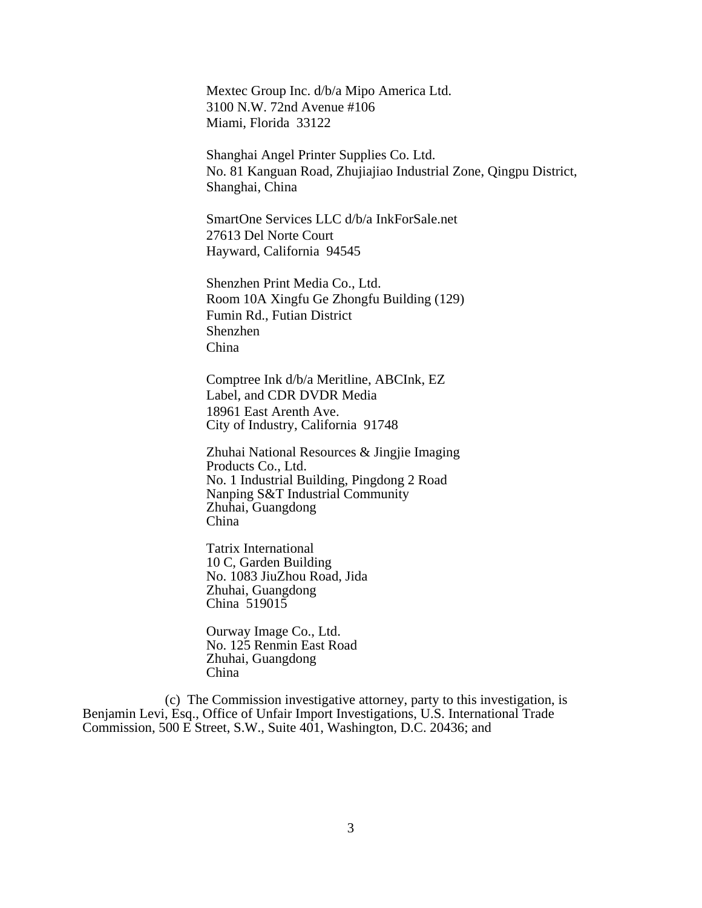Mextec Group Inc. d/b/a Mipo America Ltd.
3100 N.W. 72nd Avenue #106
Miami, Florida 33122

Shanghai Angel Printer Supplies Co. Ltd.
No. 81 Kanguan Road, Zhujiajiao Industrial Zone, Qingpu District,
Shanghai, China

SmartOne Services LLC d/b/a InkForSale.net
27613 Del Norte Court
Hayward, California 94545

Shenzhen Print Media Co., Ltd.
Room 10A Xingfu Ge Zhongfu Building (129)
Fumin Rd., Futian District
Shenzhen
China

Comptree Ink d/b/a Meritline, ABCInk, EZ
Label, and CDR DVDR Media
18961 East Arenth Ave.
City of Industry, California 91748

Zhuhai National Resources & Jingjie Imaging
Products Co., Ltd.
No. 1 Industrial Building, Pingdong 2 Road
Nanping S&T Industrial Community
Zhuhai, Guangdong
China

Tatrix International
10 C, Garden Building
No. 1083 JiuZhou Road, Jida
Zhuhai, Guangdong
China 519015

Ourway Image Co., Ltd.
No. 125 Renmin East Road
Zhuhai, Guangdong
China

(c) The Commission investigative attorney, party to this investigation, is Benjamin Levi, Esq., Office of Unfair Import Investigations, U.S. International Trade Commission, 500 E Street, S.W., Suite 401, Washington, D.C. 20436; and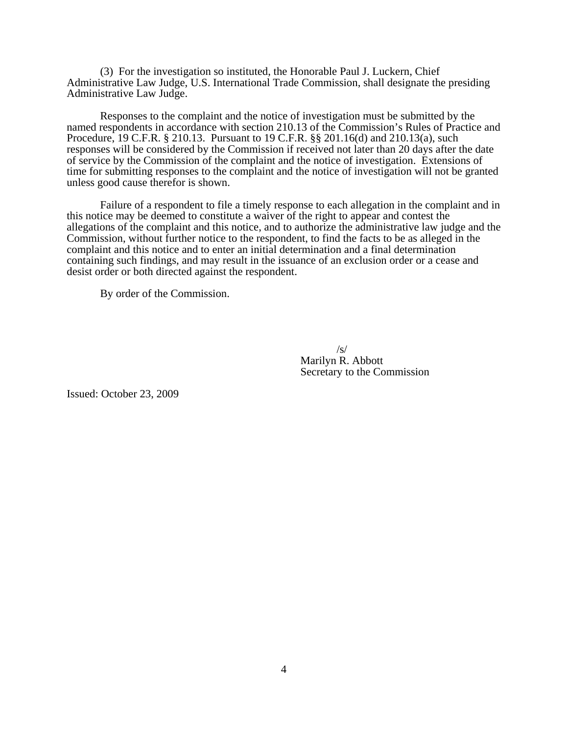(3) For the investigation so instituted, the Honorable Paul J. Luckern, Chief Administrative Law Judge, U.S. International Trade Commission, shall designate the presiding Administrative Law Judge.

Responses to the complaint and the notice of investigation must be submitted by the named respondents in accordance with section 210.13 of the Commission's Rules of Practice and Procedure, 19 C.F.R. § 210.13. Pursuant to 19 C.F.R. §§ 201.16(d) and 210.13(a), such responses will be considered by the Commission if received not later than 20 days after the date of service by the Commission of the complaint and the notice of investigation. Extensions of time for submitting responses to the complaint and the notice of investigation will not be granted unless good cause therefor is shown.

Failure of a respondent to file a timely response to each allegation in the complaint and in this notice may be deemed to constitute a waiver of the right to appear and contest the allegations of the complaint and this notice, and to authorize the administrative law judge and the Commission, without further notice to the respondent, to find the facts to be as alleged in the complaint and this notice and to enter an initial determination and a final determination containing such findings, and may result in the issuance of an exclusion order or a cease and desist order or both directed against the respondent.

By order of the Commission.

/s/
Marilyn R. Abbott
Secretary to the Commission

Issued: October 23, 2009